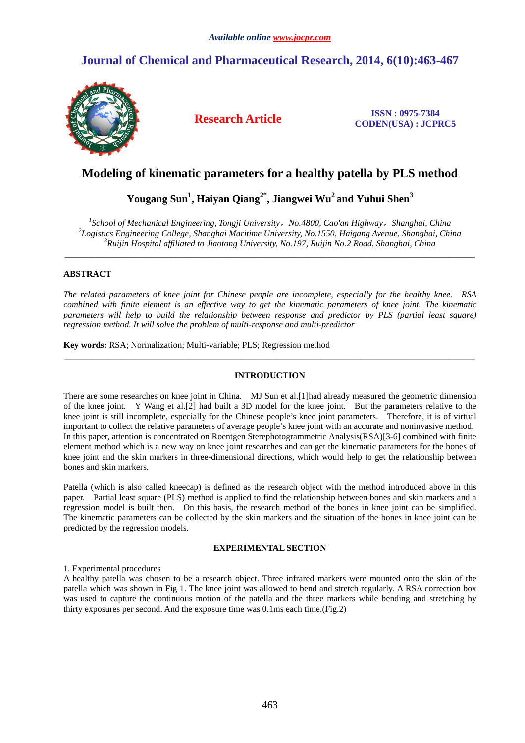*Available online www.jocpr.com*

**Journal of Chemical and Pharmaceutical Research, 2014, 6(10):463-467**

**Research Article**

**ISSN : 0975-7384**
**CODEN(USA) : JCPRC5**

# Modeling of kinematic parameters for a healthy patella by PLS method

**Yougang Sun[1], Haiyan Qiang[2*], Jiangwei Wu[2] and Yuhui Shen[3]**

*[1]School of Mechanical Engineering, Tongji University，No.4800, Cao'an Highway，Shanghai, China*
*[2]Logistics Engineering College, Shanghai Maritime University, No.1550, Haigang Avenue, Shanghai, China*
*[3]Ruijin Hospital affiliated to Jiaotong University, No.197, Ruijin No.2 Road, Shanghai, China*

---

## ABSTRACT

*The related parameters of knee joint for Chinese people are incomplete, especially for the healthy knee. RSA combined with finite element is an effective way to get the kinematic parameters of knee joint. The kinematic parameters will help to build the relationship between response and predictor by PLS (partial least square) regression method. It will solve the problem of multi-response and multi-predictor*

**Key words:** RSA; Normalization; Multi-variable; PLS; Regression method

---

## INTRODUCTION

There are some researches on knee joint in China. MJ Sun et al.[1]had already measured the geometric dimension of the knee joint. Y Wang et al.[2] had built a 3D model for the knee joint. But the parameters relative to the knee joint is still incomplete, especially for the Chinese people's knee joint parameters. Therefore, it is of virtual important to collect the relative parameters of average people's knee joint with an accurate and noninvasive method. In this paper, attention is concentrated on Roentgen Sterephotogrammetric Analysis(RSA)[3-6] combined with finite element method which is a new way on knee joint researches and can get the kinematic parameters for the bones of knee joint and the skin markers in three-dimensional directions, which would help to get the relationship between bones and skin markers.

Patella (which is also called kneecap) is defined as the research object with the method introduced above in this paper. Partial least square (PLS) method is applied to find the relationship between bones and skin markers and a regression model is built then. On this basis, the research method of the bones in knee joint can be simplified. The kinematic parameters can be collected by the skin markers and the situation of the bones in knee joint can be predicted by the regression models.

## EXPERIMENTAL SECTION

1. Experimental procedures

A healthy patella was chosen to be a research object. Three infrared markers were mounted onto the skin of the patella which was shown in Fig 1. The knee joint was allowed to bend and stretch regularly. A RSA correction box was used to capture the continuous motion of the patella and the three markers while bending and stretching by thirty exposures per second. And the exposure time was 0.1ms each time.(Fig.2)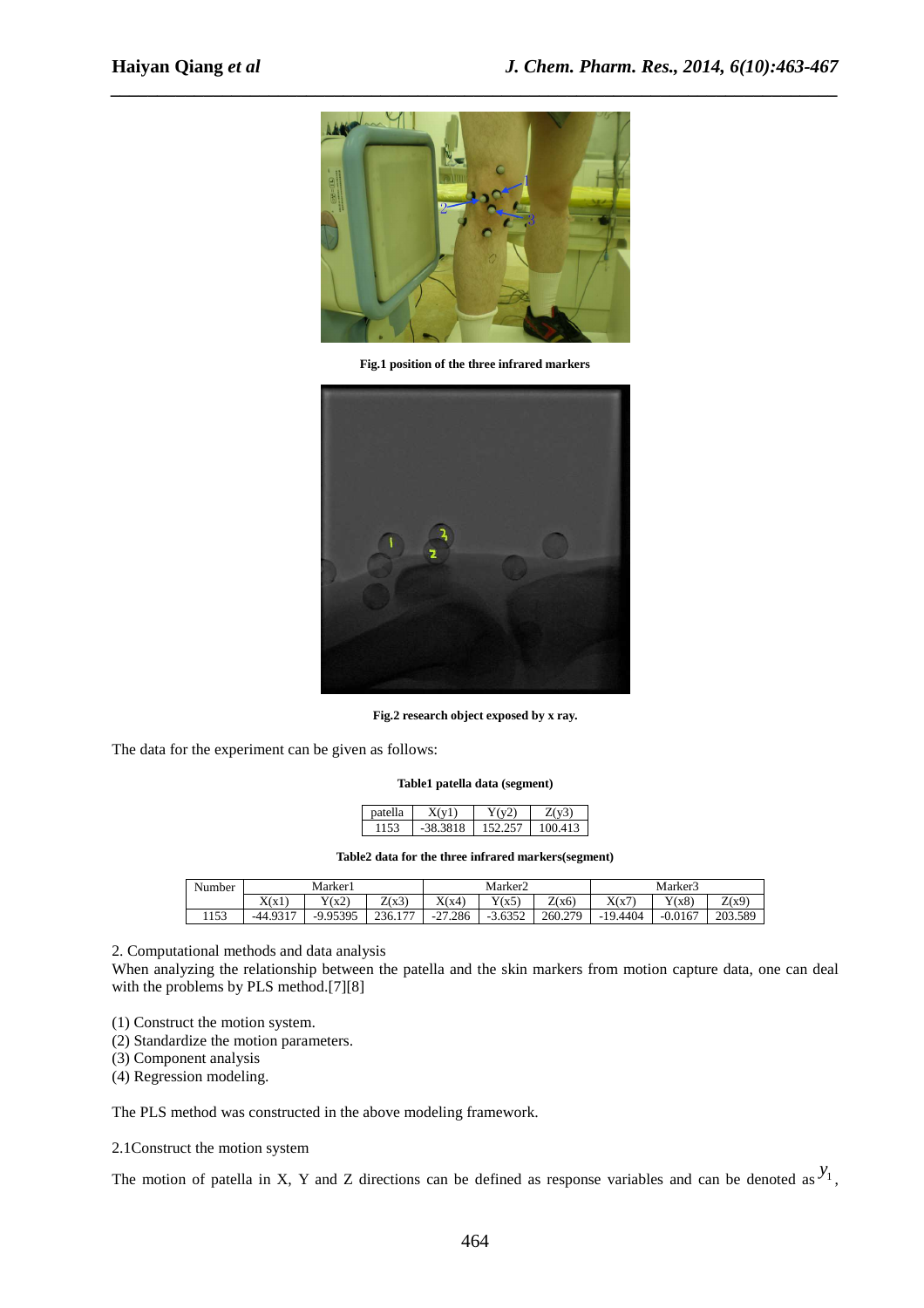Fig.1 position of the three infrared markers

Fig.2 research object exposed by x ray.

The data for the experiment can be given as follows:

**Table1 patella data (segment)**

| patella | X(y1) | Y(y2) | Z(y3) |
|---|---|---|---|
| 1153 | -38.3818 | 152.257 | 100.413 |

**Table2 data for the three infrared markers(segment)**

| Number | Marker1 | | | Marker2 | | | Marker3 | | |
|---|---|---|---|---|---|---|---|---|---|
| | X(x1) | Y(x2) | Z(x3) | X(x4) | Y(x5) | Z(x6) | X(x7) | Y(x8) | Z(x9) |
| 1153 | -44.9317 | -9.95395 | 236.177 | -27.286 | -3.6352 | 260.279 | -19.4404 | -0.0167 | 203.589 |

2. Computational methods and data analysis

When analyzing the relationship between the patella and the skin markers from motion capture data, one can deal with the problems by PLS method.[7][8]

(1) Construct the motion system.
(2) Standardize the motion parameters.
(3) Component analysis
(4) Regression modeling.

The PLS method was constructed in the above modeling framework.

2.1Construct the motion system

The motion of patella in X, Y and Z directions can be defined as response variables and can be denoted as $y_1$,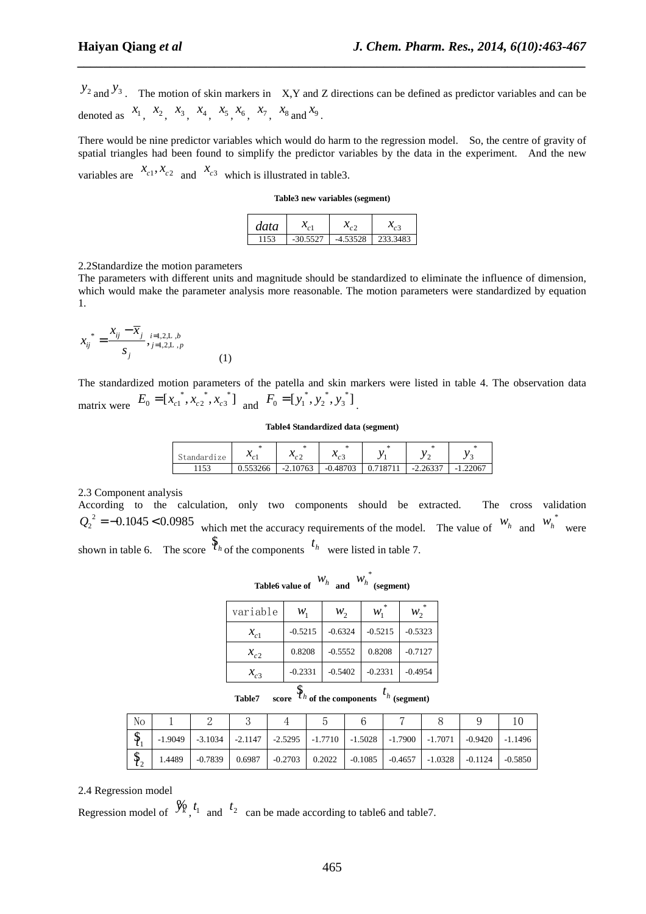$y_2$ and $y_3$. The motion of skin markers in X,Y and Z directions can be defined as predictor variables and can be denoted as $x_1$, $x_2$, $x_3$, $x_4$, $x_5$, $x_6$, $x_7$, $x_8$ and $x_9$.

There would be nine predictor variables which would do harm to the regression model. So, the centre of gravity of spatial triangles had been found to simplify the predictor variables by the data in the experiment. And the new variables are $x_{c1}, x_{c2}$ and $x_{c3}$ which is illustrated in table3.

**Table3 new variables (segment)**

| $data$ | $x_{c1}$ | $x_{c2}$ | $x_{c3}$ |
|---|---|---|---|
| 1153 | -30.5527 | -4.53528 | 233.3483 |

2.2Standardize the motion parameters

The parameters with different units and magnitude should be standardized to eliminate the influence of dimension, which would make the parameter analysis more reasonable. The motion parameters were standardized by equation 1.

$$x_{ij}^{*} = \frac{x_{ij} - \bar{x}_j}{s_j}, \; {}_{i=1,2,\ldots,b}^{j=1,2,\ldots,p} \qquad (1)$$

The standardized motion parameters of the patella and skin markers were listed in table 4. The observation data matrix were $E_0 = [x_{c1}^{*}, x_{c2}^{*}, x_{c3}^{*}]$ and $F_0 = [y_1^{*}, y_2^{*}, y_3^{*}]$.

**Table4 Standardized data (segment)**

| Standardize | $x_{c1}^{*}$ | $x_{c2}^{*}$ | $x_{c3}^{*}$ | $y_1^{*}$ | $y_2^{*}$ | $y_3^{*}$ |
|---|---|---|---|---|---|---|
| 1153 | 0.553266 | -2.10763 | -0.48703 | 0.718711 | -2.26337 | -1.22067 |

2.3 Component analysis

According to the calculation, only two components should be extracted. The cross validation $Q_2^{\,2} = -0.1045 < 0.0985$ which met the accuracy requirements of the model. The value of $w_h$ and $w_h^{*}$ were shown in table 6. The score $\hat{t}_h$ of the components $t_h$ were listed in table 7.

**Table6 value of $w_h$ and $w_h^{*}$ (segment)**

| variable | $w_1$ | $w_2$ | $w_1^{*}$ | $w_2^{*}$ |
|---|---|---|---|---|
| $x_{c1}$ | -0.5215 | -0.6324 | -0.5215 | -0.5323 |
| $x_{c2}$ | 0.8208 | -0.5552 | 0.8208 | -0.7127 |
| $x_{c3}$ | -0.2331 | -0.5402 | -0.2331 | -0.4954 |

**Table7 score $\hat{t}_h$ of the components $t_h$ (segment)**

| No | 1 | 2 | 3 | 4 | 5 | 6 | 7 | 8 | 9 | 10 |
|---|---|---|---|---|---|---|---|---|---|---|
| $\hat{t}_1$ | -1.9049 | -3.1034 | -2.1147 | -2.5295 | -1.7710 | -1.5028 | -1.7900 | -1.7071 | -0.9420 | -1.1496 |
| $\hat{t}_2$ | 1.4489 | -0.7839 | 0.6987 | -0.2703 | 0.2022 | -0.1085 | -0.4657 | -1.0328 | -0.1124 | -0.5850 |

2.4 Regression model

Regression model of $\hat{y}_k$, $t_1$ and $t_2$ can be made according to table6 and table7.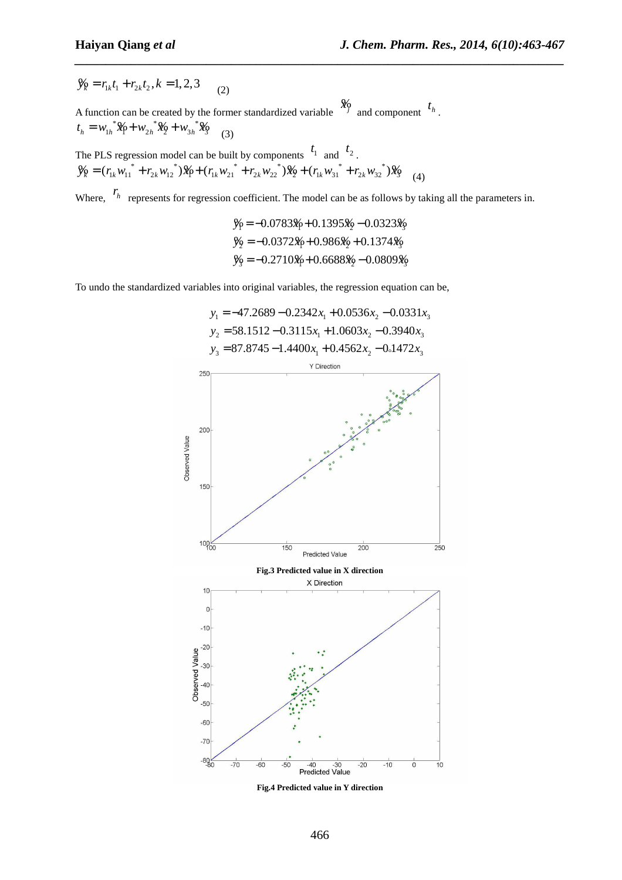$$\tilde{y}_k = r_{1k}t_1 + r_{2k}t_2, k = 1,2,3 \quad (2)$$

A function can be created by the former standardized variable $\tilde{x}_j$ and component $t_h$.

$$t_h = w_{1h}^*\tilde{x}_1 + w_{2h}^*\tilde{x}_2 + w_{3h}^*\tilde{x}_3 \quad (3)$$

The PLS regression model can be built by components $t_1$ and $t_2$.

$$\tilde{y}_k = (r_{1k}w_{11}^* + r_{2k}w_{12}^*)\tilde{x}_1 + (r_{1k}w_{21}^* + r_{2k}w_{22}^*)\tilde{x}_2 + (r_{1k}w_{31}^* + r_{2k}w_{32}^*)\tilde{x}_3 \quad (4)$$

Where, $r_h$ represents for regression coefficient. The model can be as follows by taking all the parameters in.

$$\tilde{y}_1 = -0.0783\tilde{x}_1 + 0.1395\tilde{x}_2 - 0.0323\tilde{x}_3$$
$$\tilde{y}_2 = -0.0372\tilde{x}_1 + 0.986\tilde{x}_2 + 0.1374\tilde{x}_3$$
$$\tilde{y}_3 = -0.2710\tilde{x}_1 + 0.6688\tilde{x}_2 - 0.0809\tilde{x}_3$$

To undo the standardized variables into original variables, the regression equation can be,

$$y_1 = -47.2689 - 0.2342x_1 + 0.0536x_2 - 0.0331x_3$$
$$y_2 = 58.1512 - 0.3115x_1 + 1.0603x_2 - 0.3940x_3$$
$$y_3 = 87.8745 - 1.4400x_1 + 0.4562x_2 - 0.1472x_3$$

**Fig.3 Predicted value in X direction**

**Fig.4 Predicted value in Y direction**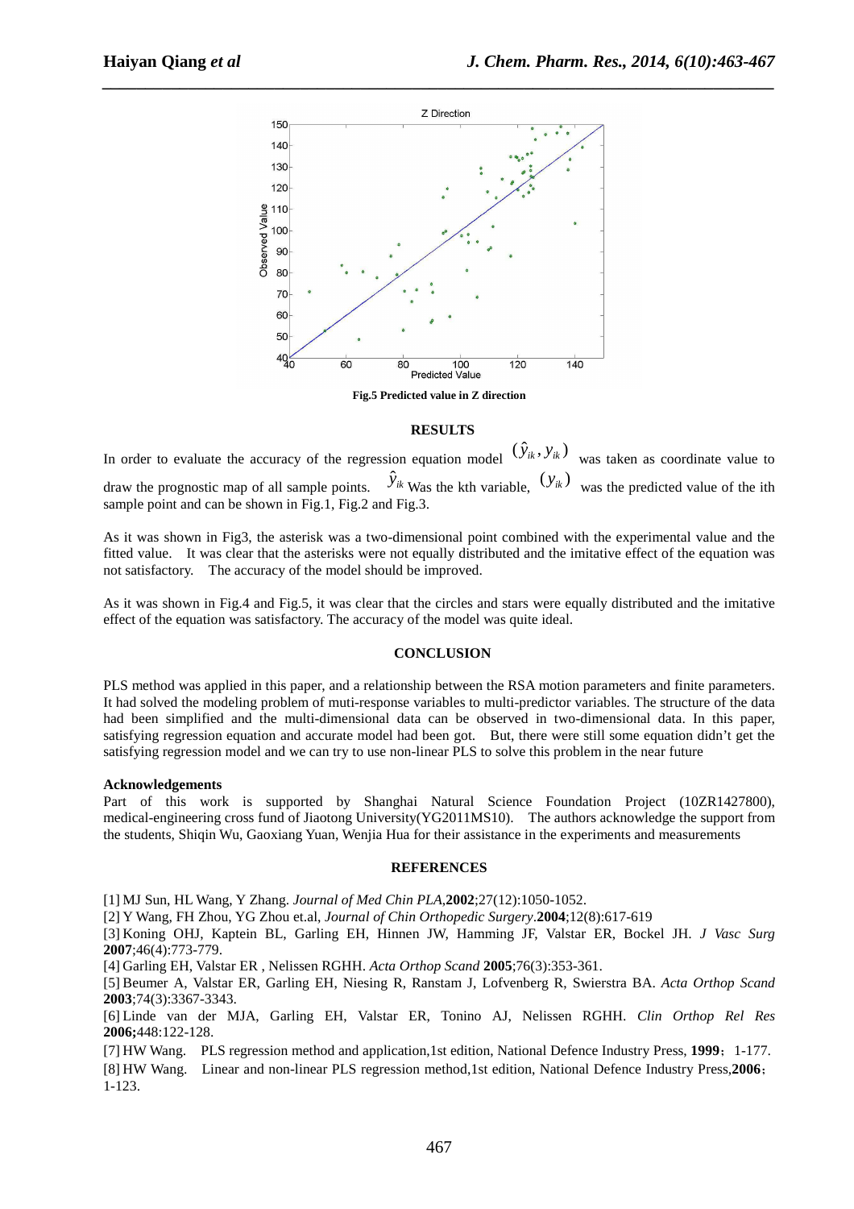Z Direction

Observed Value

Predicted Value

150
140
130
120
110
100
90
80
70
60
50
40

40
60
80
100
120
140

Fig.5 Predicted value in Z direction

## RESULTS

In order to evaluate the accuracy of the regression equation model $(\hat{y}_{ik}, y_{ik})$ was taken as coordinate value to draw the prognostic map of all sample points. $\hat{y}_{ik}$ Was the kth variable, $(y_{ik})$ was the predicted value of the ith sample point and can be shown in Fig.1, Fig.2 and Fig.3.

As it was shown in Fig3, the asterisk was a two-dimensional point combined with the experimental value and the fitted value. It was clear that the asterisks were not equally distributed and the imitative effect of the equation was not satisfactory. The accuracy of the model should be improved.

As it was shown in Fig.4 and Fig.5, it was clear that the circles and stars were equally distributed and the imitative effect of the equation was satisfactory. The accuracy of the model was quite ideal.

## CONCLUSION

PLS method was applied in this paper, and a relationship between the RSA motion parameters and finite parameters. It had solved the modeling problem of muti-response variables to multi-predictor variables. The structure of the data had been simplified and the multi-dimensional data can be observed in two-dimensional data. In this paper, satisfying regression equation and accurate model had been got. But, there were still some equation didn't get the satisfying regression model and we can try to use non-linear PLS to solve this problem in the near future

**Acknowledgements**

Part of this work is supported by Shanghai Natural Science Foundation Project (10ZR1427800), medical-engineering cross fund of Jiaotong University(YG2011MS10). The authors acknowledge the support from the students, Shiqin Wu, Gaoxiang Yuan, Wenjia Hua for their assistance in the experiments and measurements

## REFERENCES

[1] MJ Sun, HL Wang, Y Zhang. *Journal of Med Chin PLA*,**2002**;27(12):1050-1052.

[2] Y Wang, FH Zhou, YG Zhou et.al, *Journal of Chin Orthopedic Surgery*.**2004**;12(8):617-619

[3] Koning OHJ, Kaptein BL, Garling EH, Hinnen JW, Hamming JF, Valstar ER, Bockel JH. *J Vasc Surg* **2007**;46(4):773-779.

[4] Garling EH, Valstar ER , Nelissen RGHH. *Acta Orthop Scand* **2005**;76(3):353-361.

[5] Beumer A, Valstar ER, Garling EH, Niesing R, Ranstam J, Lofvenberg R, Swierstra BA. *Acta Orthop Scand* **2003**;74(3):3367-3343.

[6] Linde van der MJA, Garling EH, Valstar ER, Tonino AJ, Nelissen RGHH. *Clin Orthop Rel Res* **2006;**448:122-128.

[7] HW Wang. PLS regression method and application,1st edition, National Defence Industry Press, **1999**；1-177.

[8] HW Wang. Linear and non-linear PLS regression method,1st edition, National Defence Industry Press,**2006**；1-123.